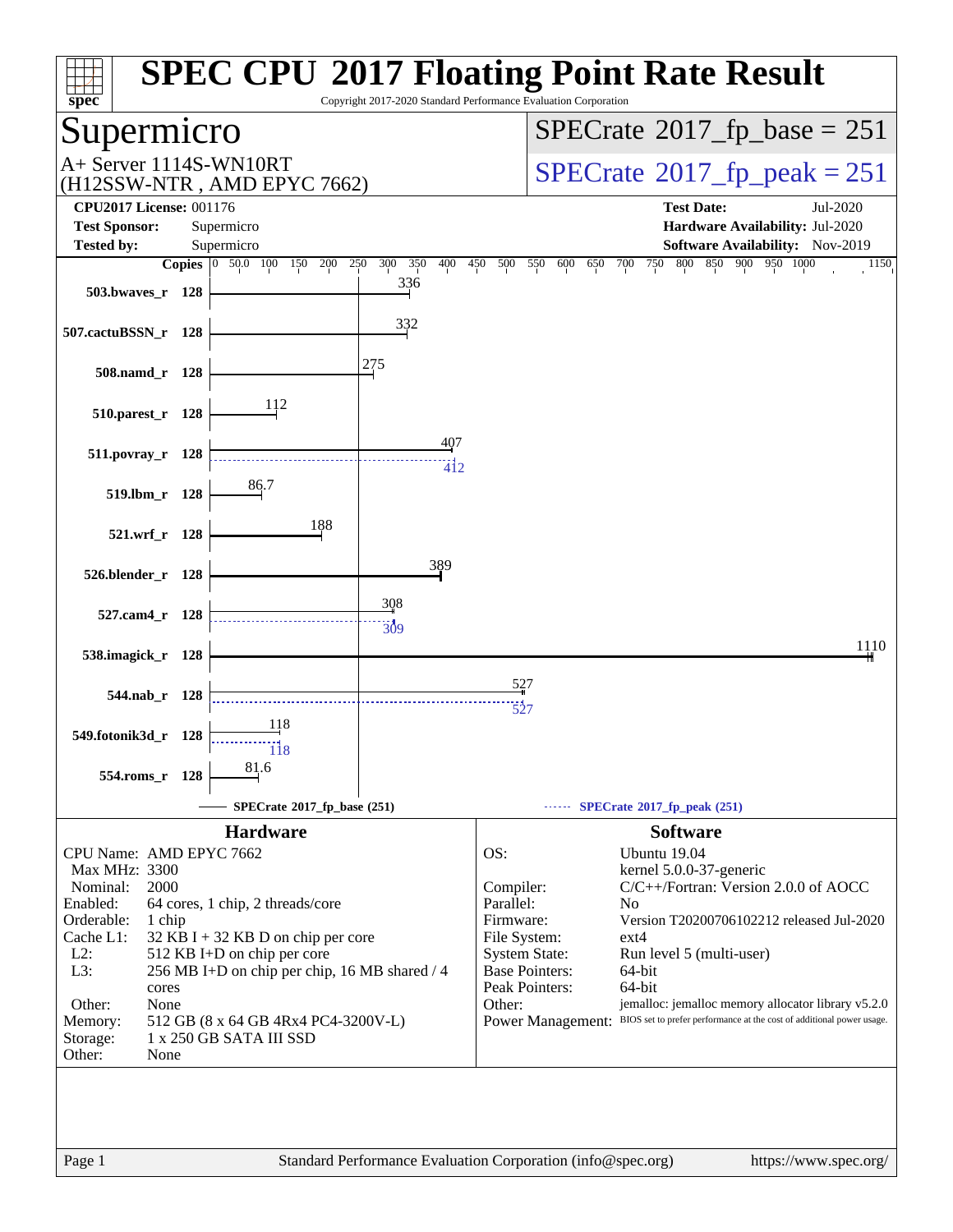# SPEC CPU 2017 Floating Point Rate Result

Copyright 2017-2020 Standard Performance Evaluation Corporation

## Supermicro

A+ Server 1114S-WN10RT
(H12SSW-NTR , AMD EPYC 7662)

**SPECrate 2017_fp_base = 251**

**SPECrate 2017_fp_peak = 251**

**CPU2017 License:** 001176
**Test Sponsor:** Supermicro
**Tested by:** Supermicro

**Test Date:** Jul-2020
**Hardware Availability:** Jul-2020
**Software Availability:** Nov-2019

| Benchmark | Copies | Base | Peak |
|---|---|---|---|
| 503.bwaves_r | 128 | 336 | |
| 507.cactuBSSN_r | 128 | 332 | |
| 508.namd_r | 128 | 275 | |
| 510.parest_r | 128 | 112 | |
| 511.povray_r | 128 | 407 | 412 |
| 519.lbm_r | 128 | 86.7 | |
| 521.wrf_r | 128 | 188 | |
| 526.blender_r | 128 | 389 | |
| 527.cam4_r | 128 | 308 | 309 |
| 538.imagick_r | 128 | 1110 | |
| 544.nab_r | 128 | 527 | 527 |
| 549.fotonik3d_r | 128 | 118 | 118 |
| 554.roms_r | 128 | 81.6 | |

SPECrate 2017_fp_base (251) — SPECrate 2017_fp_peak (251)

## Hardware

| | |
|---|---|
| CPU Name: | AMD EPYC 7662 |
| Max MHz: | 3300 |
| Nominal: | 2000 |
| Enabled: | 64 cores, 1 chip, 2 threads/core |
| Orderable: | 1 chip |
| Cache L1: | 32 KB I + 32 KB D on chip per core |
| L2: | 512 KB I+D on chip per core |
| L3: | 256 MB I+D on chip per chip, 16 MB shared / 4 cores |
| Other: | None |
| Memory: | 512 GB (8 x 64 GB 4Rx4 PC4-3200V-L) |
| Storage: | 1 x 250 GB SATA III SSD |
| Other: | None |

## Software

| | |
|---|---|
| OS: | Ubuntu 19.04 kernel 5.0.0-37-generic |
| Compiler: | C/C++/Fortran: Version 2.0.0 of AOCC |
| Parallel: | No |
| Firmware: | Version T20200706102212 released Jul-2020 |
| File System: | ext4 |
| System State: | Run level 5 (multi-user) |
| Base Pointers: | 64-bit |
| Peak Pointers: | 64-bit |
| Other: | jemalloc: jemalloc memory allocator library v5.2.0 |
| Power Management: | BIOS set to prefer performance at the cost of additional power usage. |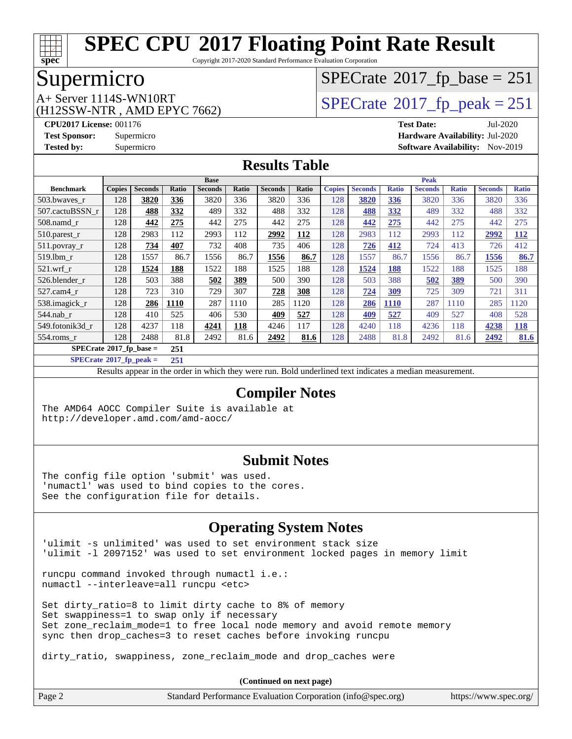# SPEC CPU 2017 Floating Point Rate Result

Copyright 2017-2020 Standard Performance Evaluation Corporation

## Supermicro

A+ Server 1114S-WN10RT
(H12SSW-NTR , AMD EPYC 7662)

SPECrate 2017_fp_base = 251

SPECrate 2017_fp_peak = 251

**CPU2017 License:** 001176
**Test Sponsor:** Supermicro
**Tested by:** Supermicro

**Test Date:** Jul-2020
**Hardware Availability:** Jul-2020
**Software Availability:** Nov-2019

## Results Table

| Benchmark | Base | | | | | | | Peak | | | | | | |
|---|---|---|---|---|---|---|---|---|---|---|---|---|---|---|
| | Copies | Seconds | Ratio | Seconds | Ratio | Seconds | Ratio | Copies | Seconds | Ratio | Seconds | Ratio | Seconds | Ratio |
| 503.bwaves_r | 128 | **3820** | **336** | 3820 | 336 | 3820 | 336 | 128 | **3820** | **336** | 3820 | 336 | 3820 | 336 |
| 507.cactuBSSN_r | 128 | **488** | **332** | 489 | 332 | 488 | 332 | 128 | **488** | **332** | 489 | 332 | 488 | 332 |
| 508.namd_r | 128 | **442** | **275** | 442 | 275 | 442 | 275 | 128 | **442** | **275** | 442 | 275 | 442 | 275 |
| 510.parest_r | 128 | 2983 | 112 | 2993 | 112 | **2992** | **112** | 128 | 2983 | 112 | 2993 | 112 | **2992** | **112** |
| 511.povray_r | 128 | **734** | **407** | 732 | 408 | 735 | 406 | 128 | **726** | **412** | 724 | 413 | 726 | 412 |
| 519.lbm_r | 128 | 1557 | 86.7 | 1556 | 86.7 | **1556** | **86.7** | 128 | 1557 | 86.7 | 1556 | 86.7 | **1556** | **86.7** |
| 521.wrf_r | 128 | **1524** | **188** | 1522 | 188 | 1525 | 188 | 128 | **1524** | **188** | 1522 | 188 | 1525 | 188 |
| 526.blender_r | 128 | 503 | 388 | **502** | **389** | 500 | 390 | 128 | 503 | 388 | **502** | **389** | 500 | 390 |
| 527.cam4_r | 128 | 723 | 310 | 729 | 307 | **728** | **308** | 128 | **724** | **309** | 725 | 309 | 721 | 311 |
| 538.imagick_r | 128 | **286** | **1110** | 287 | 1110 | 285 | 1120 | 128 | **286** | **1110** | 287 | 1110 | 285 | 1120 |
| 544.nab_r | 128 | 410 | 525 | 406 | 530 | **409** | **527** | 128 | **409** | **527** | 409 | 527 | 408 | 528 |
| 549.fotonik3d_r | 128 | 4237 | 118 | **4241** | **118** | 4246 | 117 | 128 | 4240 | 118 | 4236 | 118 | **4238** | **118** |
| 554.roms_r | 128 | 2488 | 81.8 | 2492 | 81.6 | **2492** | **81.6** | 128 | 2488 | 81.8 | 2492 | 81.6 | **2492** | **81.6** |

**SPECrate 2017_fp_base =** **251**

**SPECrate 2017_fp_peak =** **251**

Results appear in the order in which they were run. Bold underlined text indicates a median measurement.

## Compiler Notes

```
The AMD64 AOCC Compiler Suite is available at
http://developer.amd.com/amd-aocc/
```

## Submit Notes

```
The config file option 'submit' was used.
'numactl' was used to bind copies to the cores.
See the configuration file for details.
```

## Operating System Notes

```
'ulimit -s unlimited' was used to set environment stack size
'ulimit -l 2097152' was used to set environment locked pages in memory limit

runcpu command invoked through numactl i.e.:
numactl --interleave=all runcpu <etc>

Set dirty_ratio=8 to limit dirty cache to 8% of memory
Set swappiness=1 to swap only if necessary
Set zone_reclaim_mode=1 to free local node memory and avoid remote memory
sync then drop_caches=3 to reset caches before invoking runcpu

dirty_ratio, swappiness, zone_reclaim_mode and drop_caches were
```

**(Continued on next page)**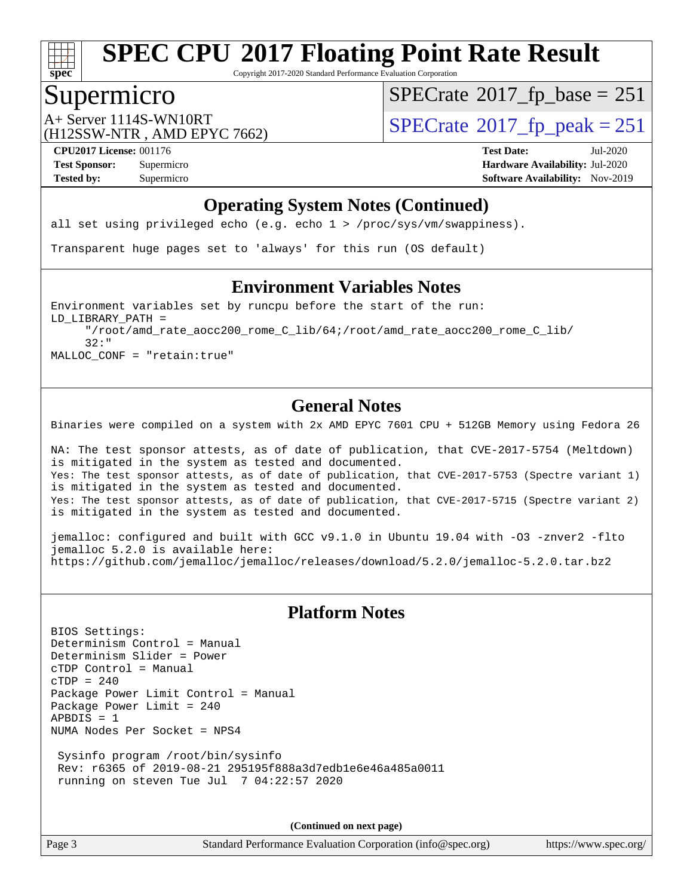## Operating System Notes (Continued)

```
all set using privileged echo (e.g. echo 1 > /proc/sys/vm/swappiness).

Transparent huge pages set to 'always' for this run (OS default)
```

## Environment Variables Notes

```
Environment variables set by runcpu before the start of the run:
LD_LIBRARY_PATH =
     "/root/amd_rate_aocc200_rome_C_lib/64;/root/amd_rate_aocc200_rome_C_lib/
     32:"
MALLOC_CONF = "retain:true"
```

## General Notes

```
Binaries were compiled on a system with 2x AMD EPYC 7601 CPU + 512GB Memory using Fedora 26

NA: The test sponsor attests, as of date of publication, that CVE-2017-5754 (Meltdown)
is mitigated in the system as tested and documented.
Yes: The test sponsor attests, as of date of publication, that CVE-2017-5753 (Spectre variant 1)
is mitigated in the system as tested and documented.
Yes: The test sponsor attests, as of date of publication, that CVE-2017-5715 (Spectre variant 2)
is mitigated in the system as tested and documented.

jemalloc: configured and built with GCC v9.1.0 in Ubuntu 19.04 with -O3 -znver2 -flto
jemalloc 5.2.0 is available here:
https://github.com/jemalloc/jemalloc/releases/download/5.2.0/jemalloc-5.2.0.tar.bz2
```

## Platform Notes

```
BIOS Settings:
Determinism Control = Manual
Determinism Slider = Power
cTDP Control = Manual
cTDP = 240
Package Power Limit Control = Manual
Package Power Limit = 240
APBDIS = 1
NUMA Nodes Per Socket = NPS4

 Sysinfo program /root/bin/sysinfo
 Rev: r6365 of 2019-08-21 295195f888a3d7edb1e6e46a485a0011
 running on steven Tue Jul  7 04:22:57 2020
```

**(Continued on next page)**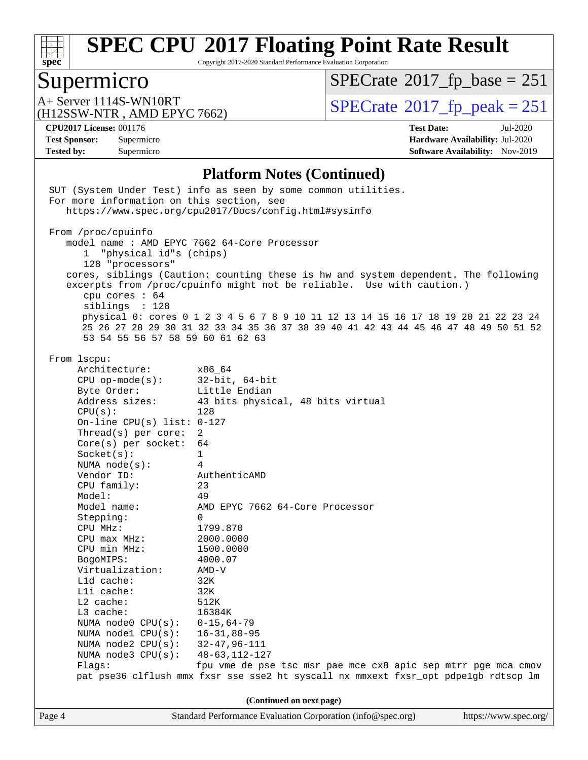## Platform Notes (Continued)

```
SUT (System Under Test) info as seen by some common utilities.
For more information on this section, see
   https://www.spec.org/cpu2017/Docs/config.html#sysinfo

From /proc/cpuinfo
   model name : AMD EPYC 7662 64-Core Processor
      1  "physical id"s (chips)
      128 "processors"
   cores, siblings (Caution: counting these is hw and system dependent. The following
   excerpts from /proc/cpuinfo might not be reliable.  Use with caution.)
      cpu cores : 64
      siblings  : 128
      physical 0: cores 0 1 2 3 4 5 6 7 8 9 10 11 12 13 14 15 16 17 18 19 20 21 22 23 24
      25 26 27 28 29 30 31 32 33 34 35 36 37 38 39 40 41 42 43 44 45 46 47 48 49 50 51 52
      53 54 55 56 57 58 59 60 61 62 63

From lscpu:
     Architecture:          x86_64
     CPU op-mode(s):        32-bit, 64-bit
     Byte Order:            Little Endian
     Address sizes:         43 bits physical, 48 bits virtual
     CPU(s):                128
     On-line CPU(s) list: 0-127
     Thread(s) per core:  2
     Core(s) per socket:  64
     Socket(s):             1
     NUMA node(s):          4
     Vendor ID:             AuthenticAMD
     CPU family:            23
     Model:                 49
     Model name:            AMD EPYC 7662 64-Core Processor
     Stepping:              0
     CPU MHz:               1799.870
     CPU max MHz:           2000.0000
     CPU min MHz:           1500.0000
     BogoMIPS:              4000.07
     Virtualization:        AMD-V
     L1d cache:             32K
     L1i cache:             32K
     L2 cache:              512K
     L3 cache:              16384K
     NUMA node0 CPU(s):   0-15,64-79
     NUMA node1 CPU(s):   16-31,80-95
     NUMA node2 CPU(s):   32-47,96-111
     NUMA node3 CPU(s):   48-63,112-127
     Flags:                 fpu vme de pse tsc msr pae mce cx8 apic sep mtrr pge mca cmov
     pat pse36 clflush mmx fxsr sse sse2 ht syscall nx mmxext fxsr_opt pdpe1gb rdtscp lm
```

(Continued on next page)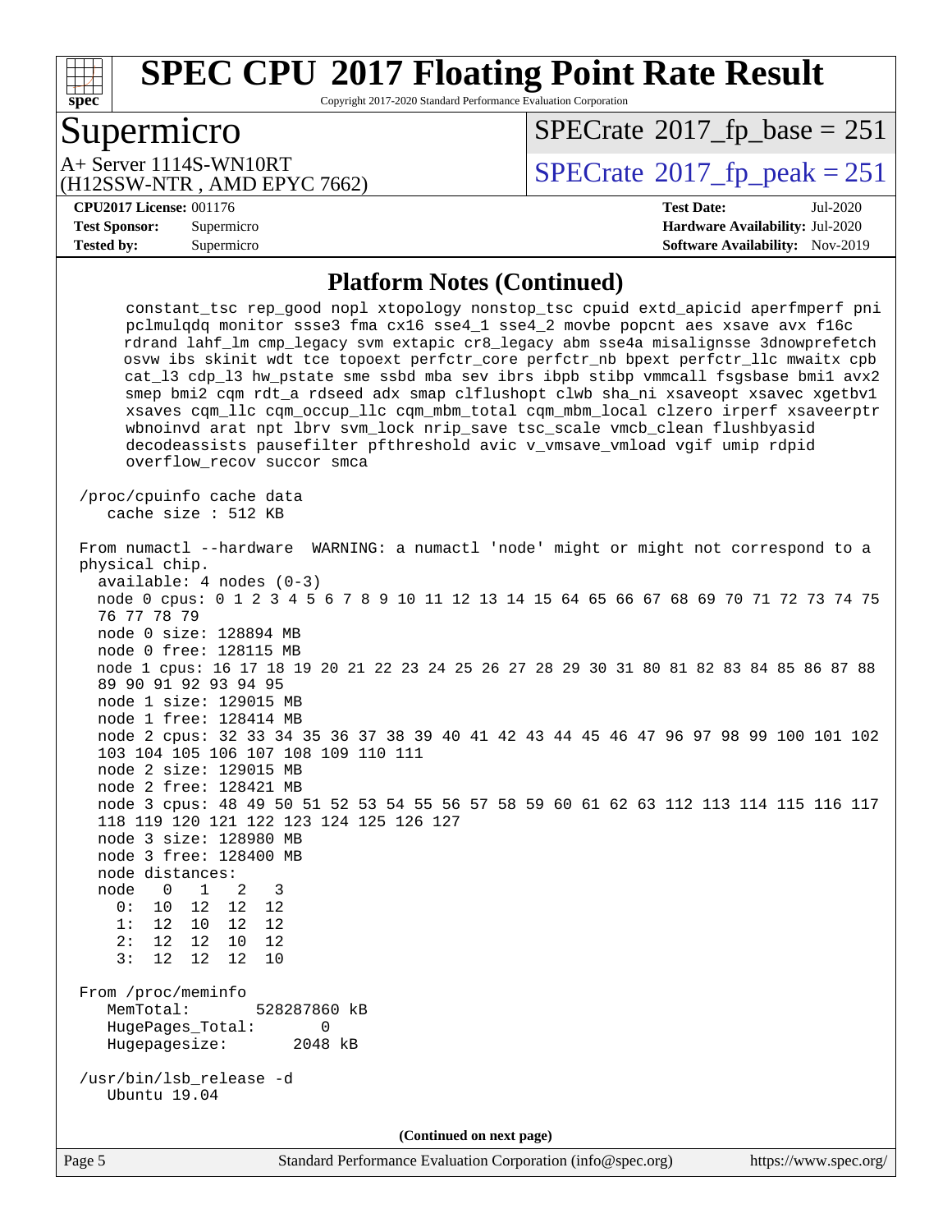# SPEC CPU 2017 Floating Point Rate Result

Copyright 2017-2020 Standard Performance Evaluation Corporation

## Supermicro

A+ Server 1114S-WN10RT
(H12SSW-NTR , AMD EPYC 7662)

SPECrate 2017_fp_base = 251

SPECrate 2017_fp_peak = 251

**CPU2017 License:** 001176
**Test Sponsor:** Supermicro
**Tested by:** Supermicro

**Test Date:** Jul-2020
**Hardware Availability:** Jul-2020
**Software Availability:** Nov-2019

### Platform Notes (Continued)

```
      constant_tsc rep_good nopl xtopology nonstop_tsc cpuid extd_apicid aperfmperf pni
      pclmulqdq monitor ssse3 fma cx16 sse4_1 sse4_2 movbe popcnt aes xsave avx f16c
      rdrand lahf_lm cmp_legacy svm extapic cr8_legacy abm sse4a misalignsse 3dnowprefetch
      osvw ibs skinit wdt tce topoext perfctr_core perfctr_nb bpext perfctr_llc mwaitx cpb
      cat_l3 cdp_l3 hw_pstate sme ssbd mba sev ibrs ibpb stibp vmmcall fsgsbase bmi1 avx2
      smep bmi2 cqm rdt_a rdseed adx smap clflushopt clwb sha_ni xsaveopt xsavec xgetbv1
      xsaves cqm_llc cqm_occup_llc cqm_mbm_total cqm_mbm_local clzero irperf xsaveerptr
      wbnoinvd arat npt lbrv svm_lock nrip_save tsc_scale vmcb_clean flushbyasid
      decodeassists pausefilter pfthreshold avic v_vmsave_vmload vgif umip rdpid
      overflow_recov succor smca

 /proc/cpuinfo cache data
    cache size : 512 KB

 From numactl --hardware  WARNING: a numactl 'node' might or might not correspond to a
 physical chip.
   available: 4 nodes (0-3)
   node 0 cpus: 0 1 2 3 4 5 6 7 8 9 10 11 12 13 14 15 64 65 66 67 68 69 70 71 72 73 74 75
   76 77 78 79
   node 0 size: 128894 MB
   node 0 free: 128115 MB
   node 1 cpus: 16 17 18 19 20 21 22 23 24 25 26 27 28 29 30 31 80 81 82 83 84 85 86 87 88
   89 90 91 92 93 94 95
   node 1 size: 129015 MB
   node 1 free: 128414 MB
   node 2 cpus: 32 33 34 35 36 37 38 39 40 41 42 43 44 45 46 47 96 97 98 99 100 101 102
   103 104 105 106 107 108 109 110 111
   node 2 size: 129015 MB
   node 2 free: 128421 MB
   node 3 cpus: 48 49 50 51 52 53 54 55 56 57 58 59 60 61 62 63 112 113 114 115 116 117
   118 119 120 121 122 123 124 125 126 127
   node 3 size: 128980 MB
   node 3 free: 128400 MB
   node distances:
   node   0   1   2   3
     0:  10  12  12  12
     1:  12  10  12  12
     2:  12  12  10  12
     3:  12  12  12  10

 From /proc/meminfo
    MemTotal:       528287860 kB
    HugePages_Total:       0
    Hugepagesize:       2048 kB

 /usr/bin/lsb_release -d
    Ubuntu 19.04
```

(Continued on next page)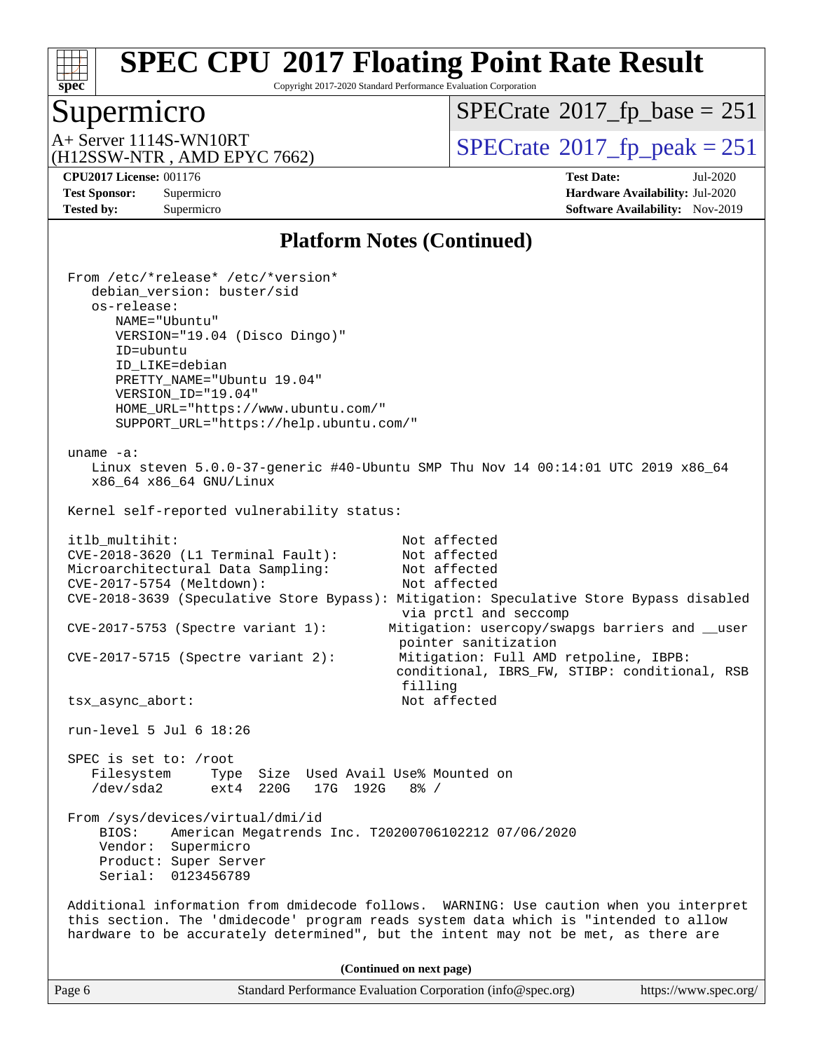## Platform Notes (Continued)

```
From /etc/*release* /etc/*version*
   debian_version: buster/sid
   os-release:
      NAME="Ubuntu"
      VERSION="19.04 (Disco Dingo)"
      ID=ubuntu
      ID_LIKE=debian
      PRETTY_NAME="Ubuntu 19.04"
      VERSION_ID="19.04"
      HOME_URL="https://www.ubuntu.com/"
      SUPPORT_URL="https://help.ubuntu.com/"

uname -a:
   Linux steven 5.0.0-37-generic #40-Ubuntu SMP Thu Nov 14 00:14:01 UTC 2019 x86_64
   x86_64 x86_64 GNU/Linux

Kernel self-reported vulnerability status:

itlb_multihit:                            Not affected
CVE-2018-3620 (L1 Terminal Fault):        Not affected
Microarchitectural Data Sampling:         Not affected
CVE-2017-5754 (Meltdown):                 Not affected
CVE-2018-3639 (Speculative Store Bypass): Mitigation: Speculative Store Bypass disabled
                                          via prctl and seccomp
CVE-2017-5753 (Spectre variant 1):       Mitigation: usercopy/swapgs barriers and __user
                                          pointer sanitization
CVE-2017-5715 (Spectre variant 2):        Mitigation: Full AMD retpoline, IBPB:
                                         conditional, IBRS_FW, STIBP: conditional, RSB
                                          filling
tsx_async_abort:                          Not affected

run-level 5 Jul 6 18:26

SPEC is set to: /root
   Filesystem     Type  Size  Used Avail Use% Mounted on
   /dev/sda2      ext4  220G   17G  192G   8% /

From /sys/devices/virtual/dmi/id
    BIOS:    American Megatrends Inc. T20200706102212 07/06/2020
    Vendor:  Supermicro
    Product: Super Server
    Serial:  0123456789

Additional information from dmidecode follows.  WARNING: Use caution when you interpret
this section. The 'dmidecode' program reads system data which is "intended to allow
hardware to be accurately determined", but the intent may not be met, as there are
```

**(Continued on next page)**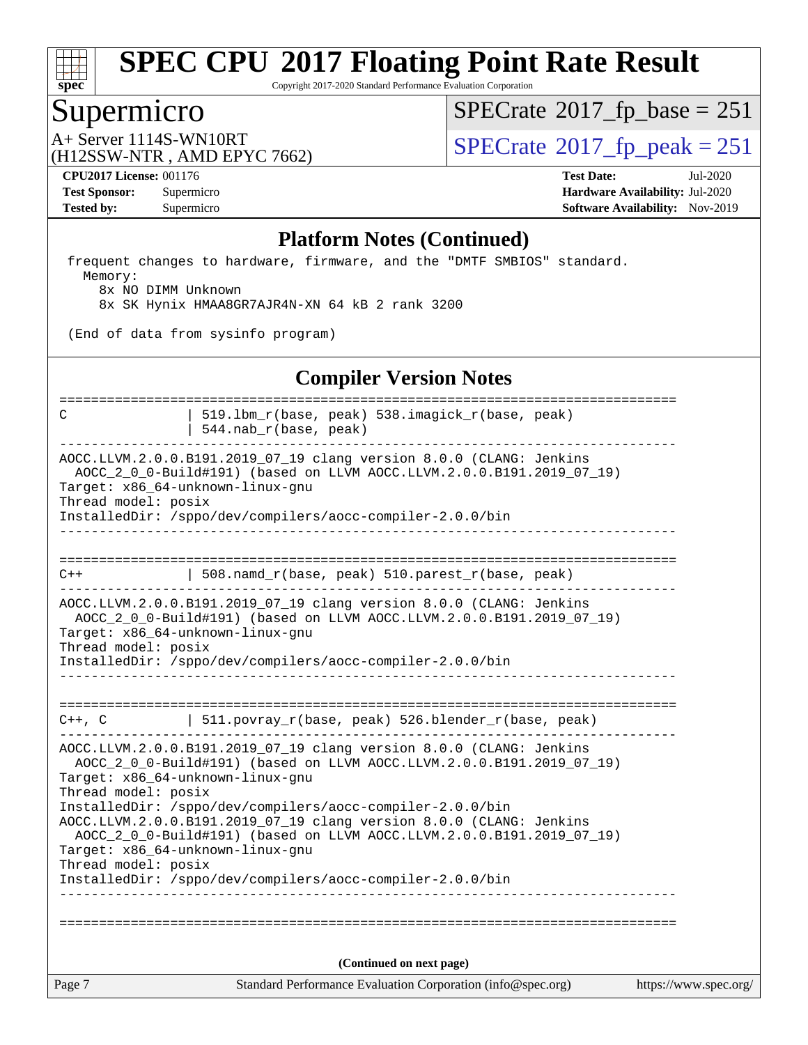## Platform Notes (Continued)

```
 frequent changes to hardware, firmware, and the "DMTF SMBIOS" standard.
   Memory:
     8x NO DIMM Unknown
     8x SK Hynix HMAA8GR7AJR4N-XN 64 kB 2 rank 3200

 (End of data from sysinfo program)
```

## Compiler Version Notes

```
==============================================================================
C               | 519.lbm_r(base, peak) 538.imagick_r(base, peak)
                | 544.nab_r(base, peak)
------------------------------------------------------------------------------
AOCC.LLVM.2.0.0.B191.2019_07_19 clang version 8.0.0 (CLANG: Jenkins
  AOCC_2_0_0-Build#191) (based on LLVM AOCC.LLVM.2.0.0.B191.2019_07_19)
Target: x86_64-unknown-linux-gnu
Thread model: posix
InstalledDir: /sppo/dev/compilers/aocc-compiler-2.0.0/bin
------------------------------------------------------------------------------

==============================================================================
C++             | 508.namd_r(base, peak) 510.parest_r(base, peak)
------------------------------------------------------------------------------
AOCC.LLVM.2.0.0.B191.2019_07_19 clang version 8.0.0 (CLANG: Jenkins
  AOCC_2_0_0-Build#191) (based on LLVM AOCC.LLVM.2.0.0.B191.2019_07_19)
Target: x86_64-unknown-linux-gnu
Thread model: posix
InstalledDir: /sppo/dev/compilers/aocc-compiler-2.0.0/bin
------------------------------------------------------------------------------

==============================================================================
C++, C          | 511.povray_r(base, peak) 526.blender_r(base, peak)
------------------------------------------------------------------------------
AOCC.LLVM.2.0.0.B191.2019_07_19 clang version 8.0.0 (CLANG: Jenkins
  AOCC_2_0_0-Build#191) (based on LLVM AOCC.LLVM.2.0.0.B191.2019_07_19)
Target: x86_64-unknown-linux-gnu
Thread model: posix
InstalledDir: /sppo/dev/compilers/aocc-compiler-2.0.0/bin
AOCC.LLVM.2.0.0.B191.2019_07_19 clang version 8.0.0 (CLANG: Jenkins
  AOCC_2_0_0-Build#191) (based on LLVM AOCC.LLVM.2.0.0.B191.2019_07_19)
Target: x86_64-unknown-linux-gnu
Thread model: posix
InstalledDir: /sppo/dev/compilers/aocc-compiler-2.0.0/bin
------------------------------------------------------------------------------

==============================================================================
```

(Continued on next page)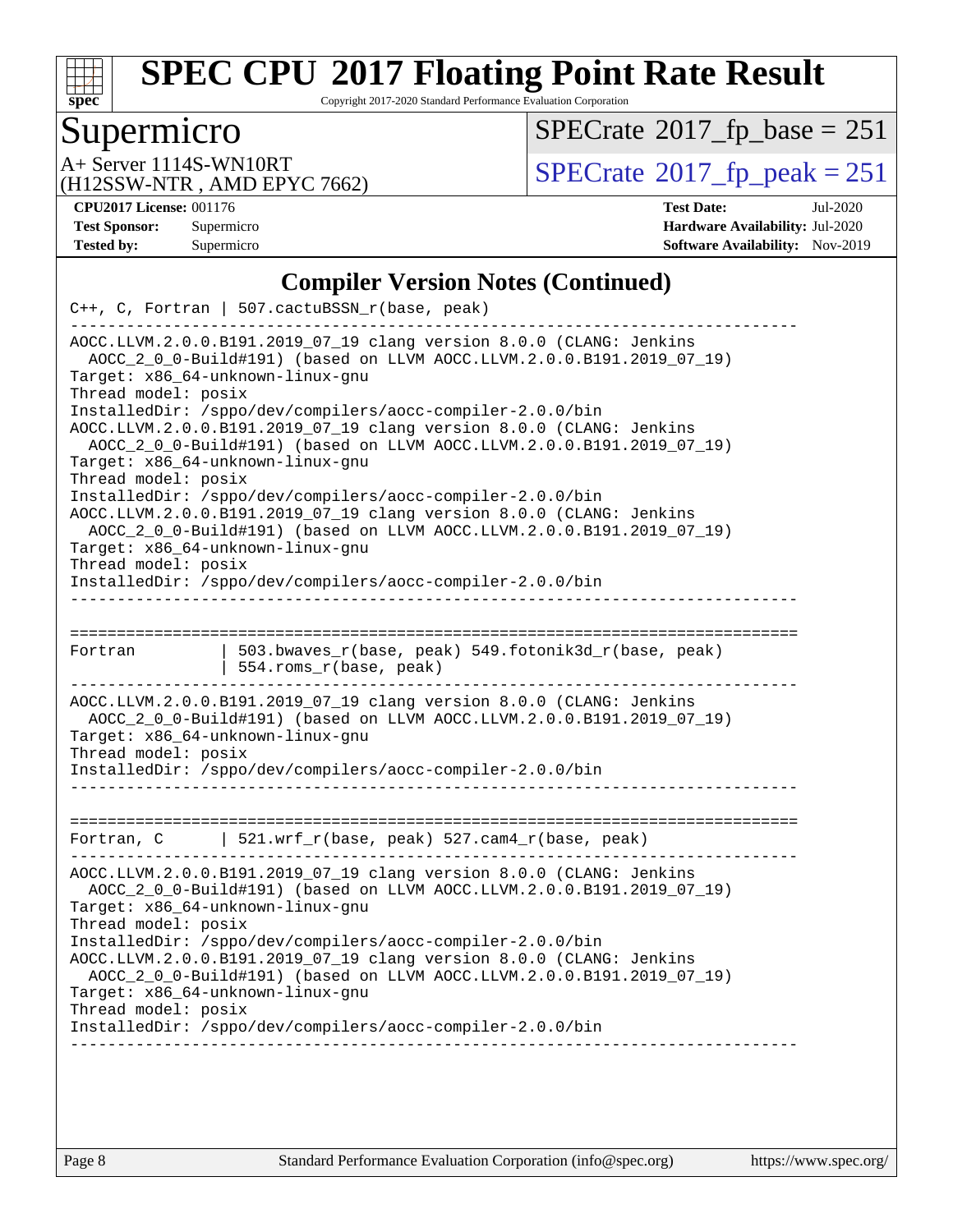## Compiler Version Notes (Continued)

```
C++, C, Fortran | 507.cactuBSSN_r(base, peak)
------------------------------------------------------------------------------
AOCC.LLVM.2.0.0.B191.2019_07_19 clang version 8.0.0 (CLANG: Jenkins
  AOCC_2_0_0-Build#191) (based on LLVM AOCC.LLVM.2.0.0.B191.2019_07_19)
Target: x86_64-unknown-linux-gnu
Thread model: posix
InstalledDir: /sppo/dev/compilers/aocc-compiler-2.0.0/bin
AOCC.LLVM.2.0.0.B191.2019_07_19 clang version 8.0.0 (CLANG: Jenkins
  AOCC_2_0_0-Build#191) (based on LLVM AOCC.LLVM.2.0.0.B191.2019_07_19)
Target: x86_64-unknown-linux-gnu
Thread model: posix
InstalledDir: /sppo/dev/compilers/aocc-compiler-2.0.0/bin
AOCC.LLVM.2.0.0.B191.2019_07_19 clang version 8.0.0 (CLANG: Jenkins
  AOCC_2_0_0-Build#191) (based on LLVM AOCC.LLVM.2.0.0.B191.2019_07_19)
Target: x86_64-unknown-linux-gnu
Thread model: posix
InstalledDir: /sppo/dev/compilers/aocc-compiler-2.0.0/bin
------------------------------------------------------------------------------

==============================================================================
Fortran          | 503.bwaves_r(base, peak) 549.fotonik3d_r(base, peak)
                 | 554.roms_r(base, peak)
------------------------------------------------------------------------------
AOCC.LLVM.2.0.0.B191.2019_07_19 clang version 8.0.0 (CLANG: Jenkins
  AOCC_2_0_0-Build#191) (based on LLVM AOCC.LLVM.2.0.0.B191.2019_07_19)
Target: x86_64-unknown-linux-gnu
Thread model: posix
InstalledDir: /sppo/dev/compilers/aocc-compiler-2.0.0/bin
------------------------------------------------------------------------------

==============================================================================
Fortran, C       | 521.wrf_r(base, peak) 527.cam4_r(base, peak)
------------------------------------------------------------------------------
AOCC.LLVM.2.0.0.B191.2019_07_19 clang version 8.0.0 (CLANG: Jenkins
  AOCC_2_0_0-Build#191) (based on LLVM AOCC.LLVM.2.0.0.B191.2019_07_19)
Target: x86_64-unknown-linux-gnu
Thread model: posix
InstalledDir: /sppo/dev/compilers/aocc-compiler-2.0.0/bin
AOCC.LLVM.2.0.0.B191.2019_07_19 clang version 8.0.0 (CLANG: Jenkins
  AOCC_2_0_0-Build#191) (based on LLVM AOCC.LLVM.2.0.0.B191.2019_07_19)
Target: x86_64-unknown-linux-gnu
Thread model: posix
InstalledDir: /sppo/dev/compilers/aocc-compiler-2.0.0/bin
------------------------------------------------------------------------------
```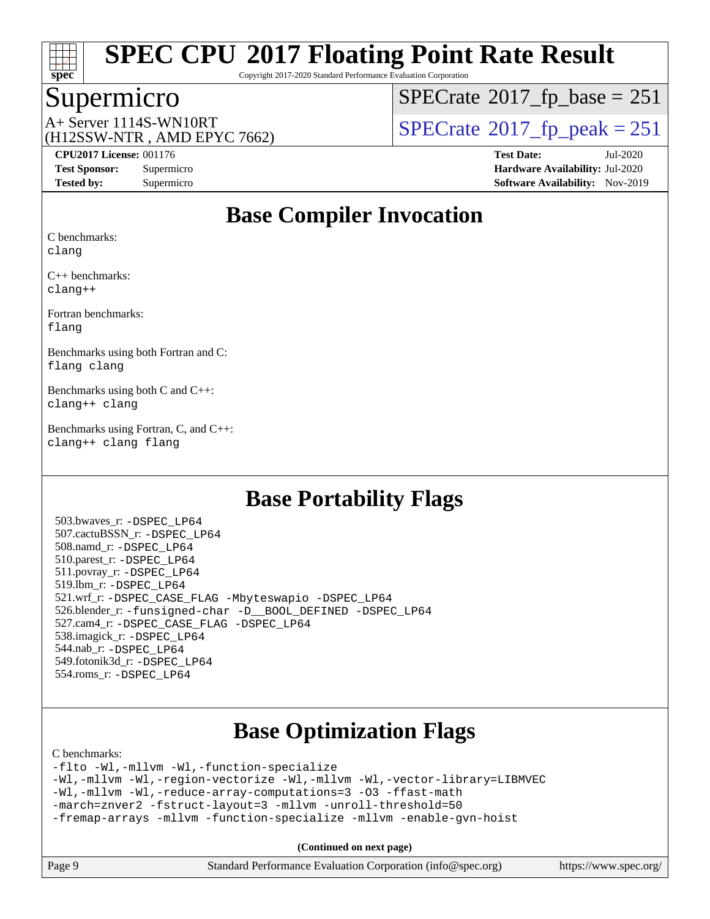# SPEC CPU 2017 Floating Point Rate Result

Copyright 2017-2020 Standard Performance Evaluation Corporation

## Supermicro

A+ Server 1114S-WN10RT
(H12SSW-NTR , AMD EPYC 7662)

SPECrate 2017_fp_base = 251

SPECrate 2017_fp_peak = 251

**CPU2017 License:** 001176
**Test Sponsor:** Supermicro
**Tested by:** Supermicro

**Test Date:** Jul-2020
**Hardware Availability:** Jul-2020
**Software Availability:** Nov-2019

## Base Compiler Invocation

C benchmarks:
`clang`

C++ benchmarks:
`clang++`

Fortran benchmarks:
`flang`

Benchmarks using both Fortran and C:
`flang clang`

Benchmarks using both C and C++:
`clang++ clang`

Benchmarks using Fortran, C, and C++:
`clang++ clang flang`

## Base Portability Flags

503.bwaves_r: `-DSPEC_LP64`
507.cactuBSSN_r: `-DSPEC_LP64`
508.namd_r: `-DSPEC_LP64`
510.parest_r: `-DSPEC_LP64`
511.povray_r: `-DSPEC_LP64`
519.lbm_r: `-DSPEC_LP64`
521.wrf_r: `-DSPEC_CASE_FLAG -Mbyteswapio -DSPEC_LP64`
526.blender_r: `-funsigned-char -D__BOOL_DEFINED -DSPEC_LP64`
527.cam4_r: `-DSPEC_CASE_FLAG -DSPEC_LP64`
538.imagick_r: `-DSPEC_LP64`
544.nab_r: `-DSPEC_LP64`
549.fotonik3d_r: `-DSPEC_LP64`
554.roms_r: `-DSPEC_LP64`

## Base Optimization Flags

C benchmarks:

```
-flto -Wl,-mllvm -Wl,-function-specialize
-Wl,-mllvm -Wl,-region-vectorize -Wl,-mllvm -Wl,-vector-library=LIBMVEC
-Wl,-mllvm -Wl,-reduce-array-computations=3 -O3 -ffast-math
-march=znver2 -fstruct-layout=3 -mllvm -unroll-threshold=50
-fremap-arrays -mllvm -function-specialize -mllvm -enable-gvn-hoist
```

**(Continued on next page)**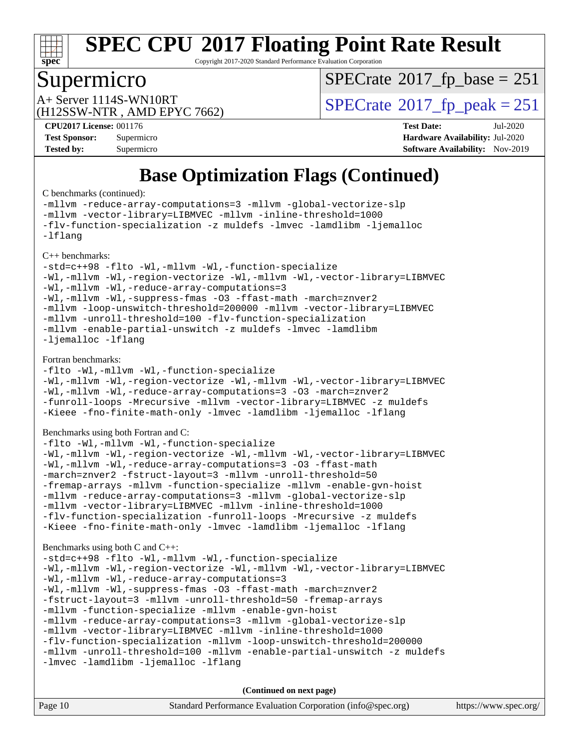# Base Optimization Flags (Continued)

C benchmarks (continued):

```
-mllvm -reduce-array-computations=3 -mllvm -global-vectorize-slp
-mllvm -vector-library=LIBMVEC -mllvm -inline-threshold=1000
-flv-function-specialization -z muldefs -lmvec -lamdlibm -ljemalloc
-lflang
```

C++ benchmarks:

```
-std=c++98 -flto -Wl,-mllvm -Wl,-function-specialize
-Wl,-mllvm -Wl,-region-vectorize -Wl,-mllvm -Wl,-vector-library=LIBMVEC
-Wl,-mllvm -Wl,-reduce-array-computations=3
-Wl,-mllvm -Wl,-suppress-fmas -O3 -ffast-math -march=znver2
-mllvm -loop-unswitch-threshold=200000 -mllvm -vector-library=LIBMVEC
-mllvm -unroll-threshold=100 -flv-function-specialization
-mllvm -enable-partial-unswitch -z muldefs -lmvec -lamdlibm
-ljemalloc -lflang
```

Fortran benchmarks:

```
-flto -Wl,-mllvm -Wl,-function-specialize
-Wl,-mllvm -Wl,-region-vectorize -Wl,-mllvm -Wl,-vector-library=LIBMVEC
-Wl,-mllvm -Wl,-reduce-array-computations=3 -O3 -march=znver2
-funroll-loops -Mrecursive -mllvm -vector-library=LIBMVEC -z muldefs
-Kieee -fno-finite-math-only -lmvec -lamdlibm -ljemalloc -lflang
```

Benchmarks using both Fortran and C:

```
-flto -Wl,-mllvm -Wl,-function-specialize
-Wl,-mllvm -Wl,-region-vectorize -Wl,-mllvm -Wl,-vector-library=LIBMVEC
-Wl,-mllvm -Wl,-reduce-array-computations=3 -O3 -ffast-math
-march=znver2 -fstruct-layout=3 -mllvm -unroll-threshold=50
-fremap-arrays -mllvm -function-specialize -mllvm -enable-gvn-hoist
-mllvm -reduce-array-computations=3 -mllvm -global-vectorize-slp
-mllvm -vector-library=LIBMVEC -mllvm -inline-threshold=1000
-flv-function-specialization -funroll-loops -Mrecursive -z muldefs
-Kieee -fno-finite-math-only -lmvec -lamdlibm -ljemalloc -lflang
```

Benchmarks using both C and C++:

```
-std=c++98 -flto -Wl,-mllvm -Wl,-function-specialize
-Wl,-mllvm -Wl,-region-vectorize -Wl,-mllvm -Wl,-vector-library=LIBMVEC
-Wl,-mllvm -Wl,-reduce-array-computations=3
-Wl,-mllvm -Wl,-suppress-fmas -O3 -ffast-math -march=znver2
-fstruct-layout=3 -mllvm -unroll-threshold=50 -fremap-arrays
-mllvm -function-specialize -mllvm -enable-gvn-hoist
-mllvm -reduce-array-computations=3 -mllvm -global-vectorize-slp
-mllvm -vector-library=LIBMVEC -mllvm -inline-threshold=1000
-flv-function-specialization -mllvm -loop-unswitch-threshold=200000
-mllvm -unroll-threshold=100 -mllvm -enable-partial-unswitch -z muldefs
-lmvec -lamdlibm -ljemalloc -lflang
```

**(Continued on next page)**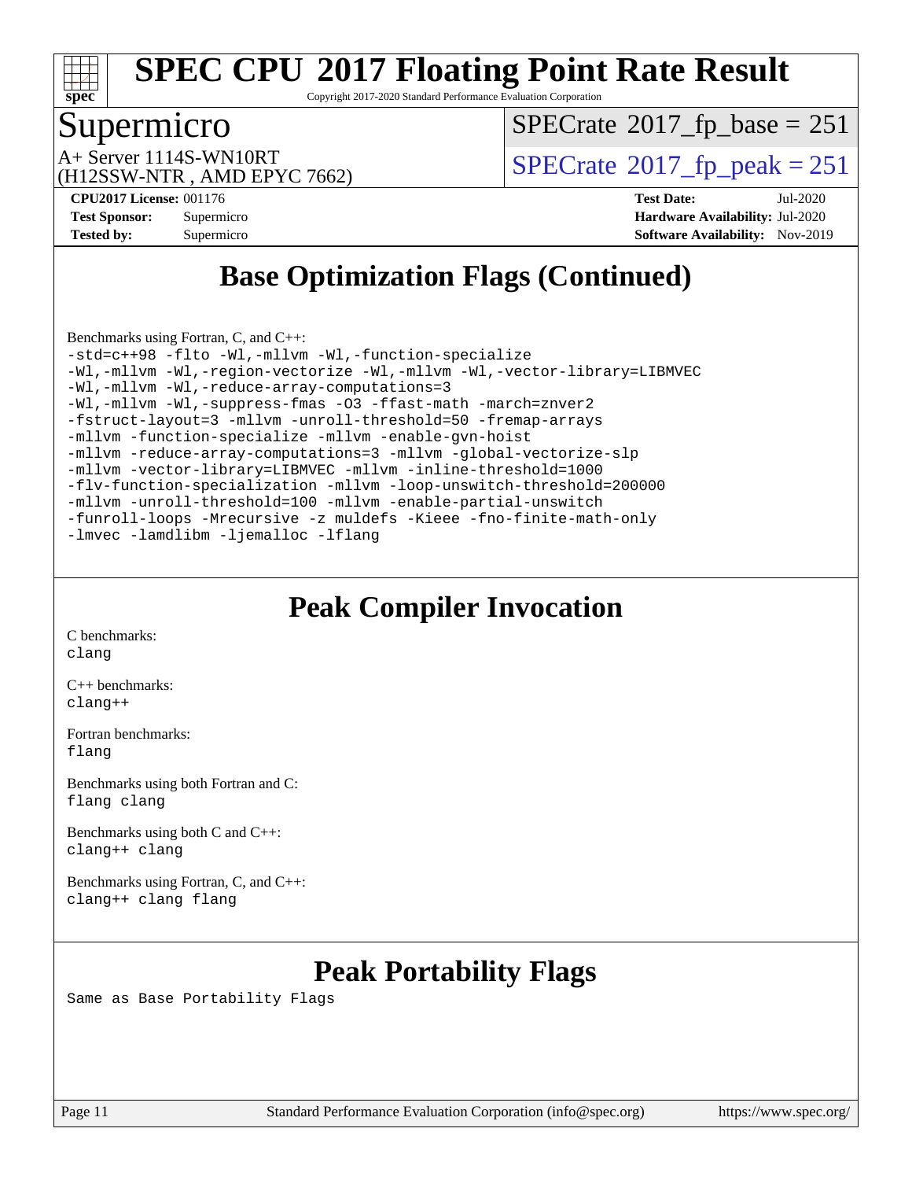## Base Optimization Flags (Continued)

Benchmarks using Fortran, C, and C++:

```
-std=c++98 -flto -Wl,-mllvm -Wl,-function-specialize
-Wl,-mllvm -Wl,-region-vectorize -Wl,-mllvm -Wl,-vector-library=LIBMVEC
-Wl,-mllvm -Wl,-reduce-array-computations=3
-Wl,-mllvm -Wl,-suppress-fmas -O3 -ffast-math -march=znver2
-fstruct-layout=3 -mllvm -unroll-threshold=50 -fremap-arrays
-mllvm -function-specialize -mllvm -enable-gvn-hoist
-mllvm -reduce-array-computations=3 -mllvm -global-vectorize-slp
-mllvm -vector-library=LIBMVEC -mllvm -inline-threshold=1000
-flv-function-specialization -mllvm -loop-unswitch-threshold=200000
-mllvm -unroll-threshold=100 -mllvm -enable-partial-unswitch
-funroll-loops -Mrecursive -z muldefs -Kieee -fno-finite-math-only
-lmvec -lamdlibm -ljemalloc -lflang
```

## Peak Compiler Invocation

C benchmarks:
`clang`

C++ benchmarks:
`clang++`

Fortran benchmarks:
`flang`

Benchmarks using both Fortran and C:
`flang clang`

Benchmarks using both C and C++:
`clang++ clang`

Benchmarks using Fortran, C, and C++:
`clang++ clang flang`

## Peak Portability Flags

Same as Base Portability Flags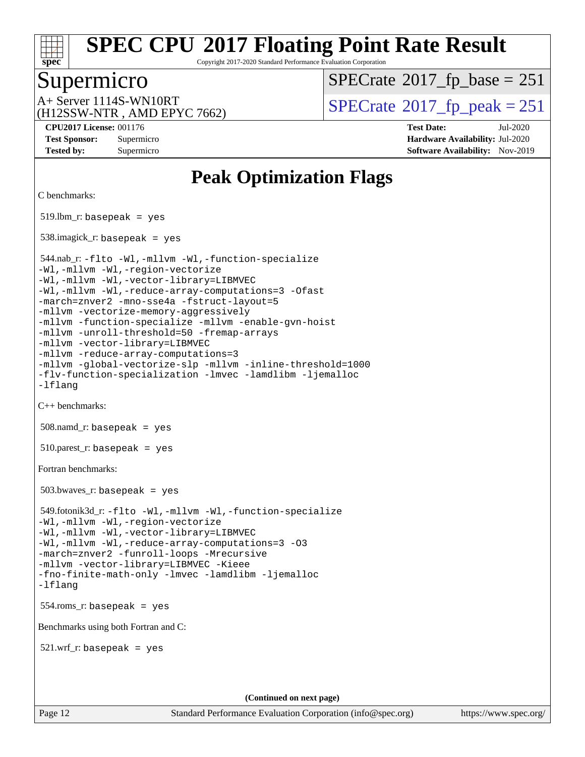# Peak Optimization Flags

C benchmarks:

519.lbm_r: `basepeak = yes`

538.imagick_r: `basepeak = yes`

544.nab_r:
```
-flto -Wl,-mllvm -Wl,-function-specialize
-Wl,-mllvm -Wl,-region-vectorize
-Wl,-mllvm -Wl,-vector-library=LIBMVEC
-Wl,-mllvm -Wl,-reduce-array-computations=3 -Ofast
-march=znver2 -mno-sse4a -fstruct-layout=5
-mllvm -vectorize-memory-aggressively
-mllvm -function-specialize -mllvm -enable-gvn-hoist
-mllvm -unroll-threshold=50 -fremap-arrays
-mllvm -vector-library=LIBMVEC
-mllvm -reduce-array-computations=3
-mllvm -global-vectorize-slp -mllvm -inline-threshold=1000
-flv-function-specialization -lmvec -lamdlibm -ljemalloc
-lflang
```

C++ benchmarks:

508.namd_r: `basepeak = yes`

510.parest_r: `basepeak = yes`

Fortran benchmarks:

503.bwaves_r: `basepeak = yes`

549.fotonik3d_r:
```
-flto -Wl,-mllvm -Wl,-function-specialize
-Wl,-mllvm -Wl,-region-vectorize
-Wl,-mllvm -Wl,-vector-library=LIBMVEC
-Wl,-mllvm -Wl,-reduce-array-computations=3 -O3
-march=znver2 -funroll-loops -Mrecursive
-mllvm -vector-library=LIBMVEC -Kieee
-fno-finite-math-only -lmvec -lamdlibm -ljemalloc
-lflang
```

554.roms_r: `basepeak = yes`

Benchmarks using both Fortran and C:

521.wrf_r: `basepeak = yes`

**(Continued on next page)**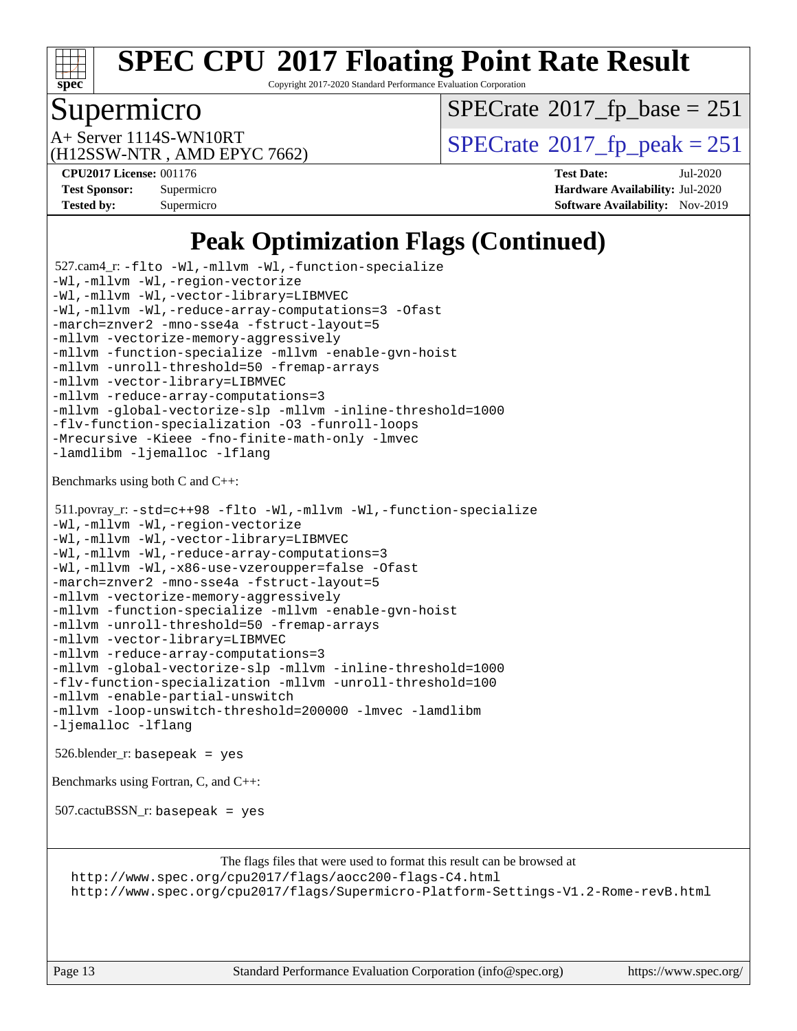# Peak Optimization Flags (Continued)

527.cam4_r: -flto -Wl,-mllvm -Wl,-function-specialize
-Wl,-mllvm -Wl,-region-vectorize
-Wl,-mllvm -Wl,-vector-library=LIBMVEC
-Wl,-mllvm -Wl,-reduce-array-computations=3 -Ofast
-march=znver2 -mno-sse4a -fstruct-layout=5
-mllvm -vectorize-memory-aggressively
-mllvm -function-specialize -mllvm -enable-gvn-hoist
-mllvm -unroll-threshold=50 -fremap-arrays
-mllvm -vector-library=LIBMVEC
-mllvm -reduce-array-computations=3
-mllvm -global-vectorize-slp -mllvm -inline-threshold=1000
-flv-function-specialization -O3 -funroll-loops
-Mrecursive -Kieee -fno-finite-math-only -lmvec
-lamdlibm -ljemalloc -lflang

Benchmarks using both C and C++:

511.povray_r: -std=c++98 -flto -Wl,-mllvm -Wl,-function-specialize
-Wl,-mllvm -Wl,-region-vectorize
-Wl,-mllvm -Wl,-vector-library=LIBMVEC
-Wl,-mllvm -Wl,-reduce-array-computations=3
-Wl,-mllvm -Wl,-x86-use-vzeroupper=false -Ofast
-march=znver2 -mno-sse4a -fstruct-layout=5
-mllvm -vectorize-memory-aggressively
-mllvm -function-specialize -mllvm -enable-gvn-hoist
-mllvm -unroll-threshold=50 -fremap-arrays
-mllvm -vector-library=LIBMVEC
-mllvm -reduce-array-computations=3
-mllvm -global-vectorize-slp -mllvm -inline-threshold=1000
-flv-function-specialization -mllvm -unroll-threshold=100
-mllvm -enable-partial-unswitch
-mllvm -loop-unswitch-threshold=200000 -lmvec -lamdlibm
-ljemalloc -lflang

526.blender_r: basepeak = yes

Benchmarks using Fortran, C, and C++:

507.cactuBSSN_r: basepeak = yes

The flags files that were used to format this result can be browsed at
http://www.spec.org/cpu2017/flags/aocc200-flags-C4.html
http://www.spec.org/cpu2017/flags/Supermicro-Platform-Settings-V1.2-Rome-revB.html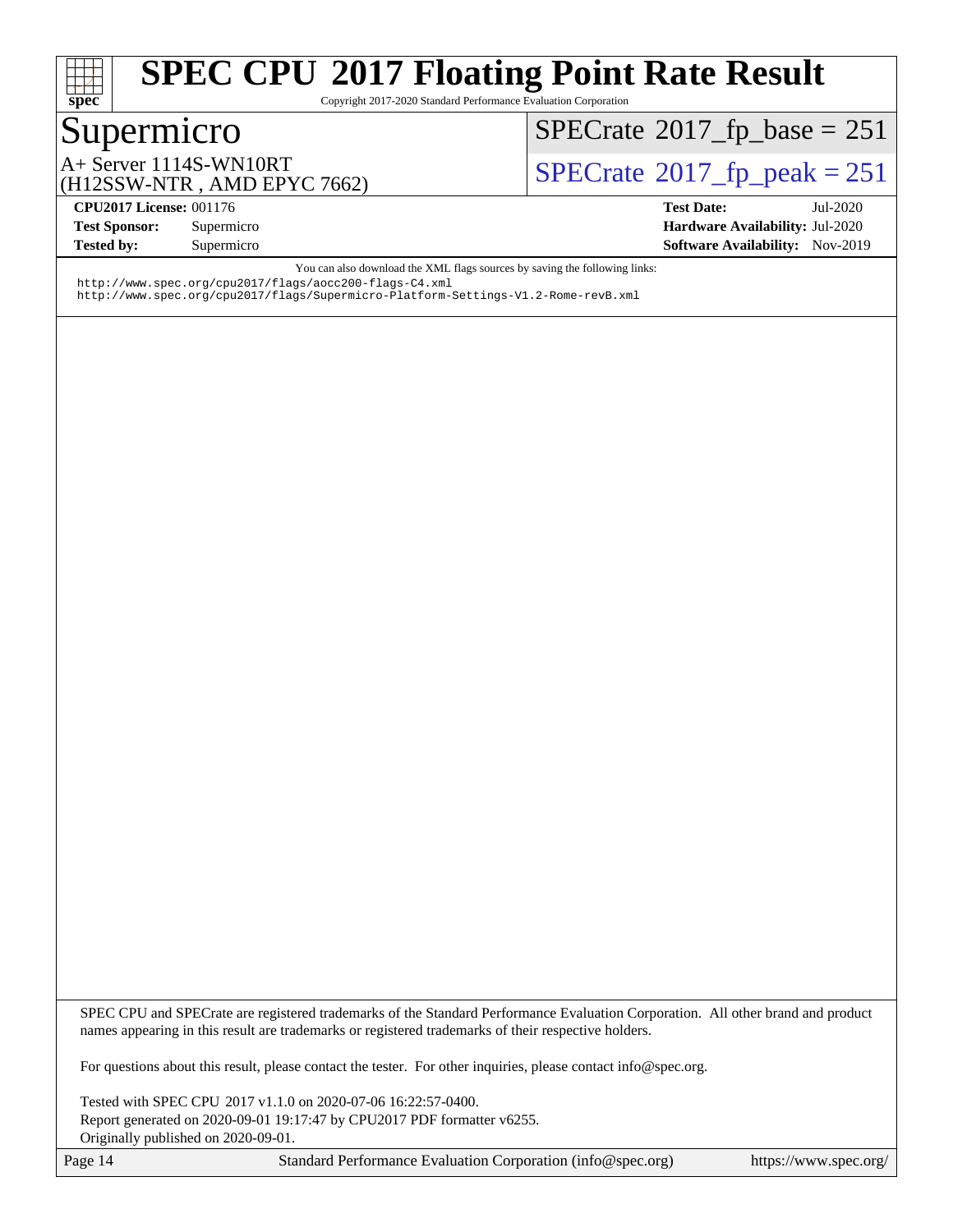You can also download the XML flags sources by saving the following links:

```
http://www.spec.org/cpu2017/flags/aocc200-flags-C4.xml
http://www.spec.org/cpu2017/flags/Supermicro-Platform-Settings-V1.2-Rome-revB.xml
```

SPEC CPU and SPECrate are registered trademarks of the Standard Performance Evaluation Corporation. All other brand and product names appearing in this result are trademarks or registered trademarks of their respective holders.

For questions about this result, please contact the tester. For other inquiries, please contact info@spec.org.

Tested with SPEC CPU 2017 v1.1.0 on 2020-07-06 16:22:57-0400.
Report generated on 2020-09-01 19:17:47 by CPU2017 PDF formatter v6255.
Originally published on 2020-09-01.